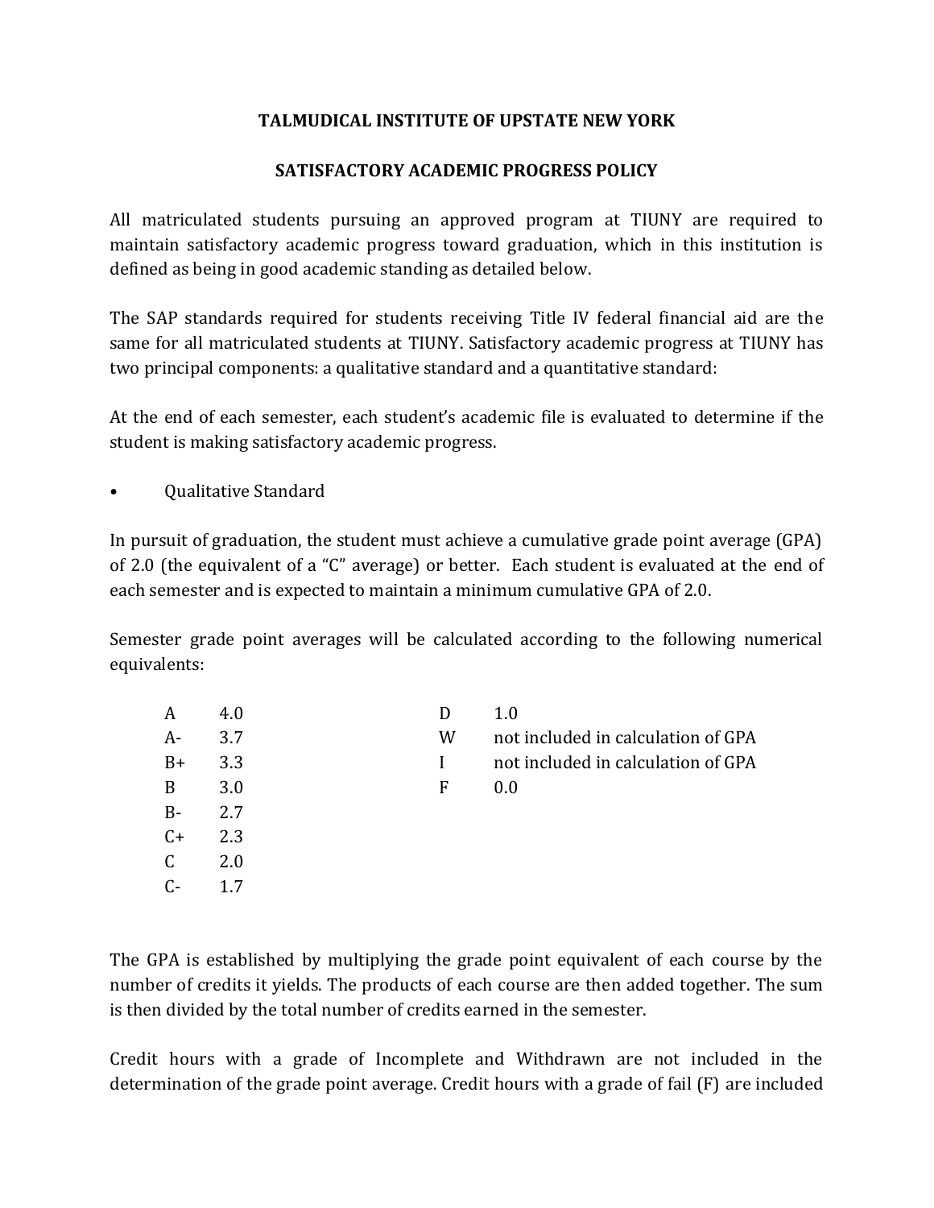# TALMUDICAL INSTITUTE OF UPSTATE NEW YORK

## SATISFACTORY ACADEMIC PROGRESS POLICY

All matriculated students pursuing an approved program at TIUNY are required to maintain satisfactory academic progress toward graduation, which in this institution is defined as being in good academic standing as detailed below.

The SAP standards required for students receiving Title IV federal financial aid are the same for all matriculated students at TIUNY. Satisfactory academic progress at TIUNY has two principal components: a qualitative standard and a quantitative standard:

At the end of each semester, each student's academic file is evaluated to determine if the student is making satisfactory academic progress.

- Qualitative Standard

In pursuit of graduation, the student must achieve a cumulative grade point average (GPA) of 2.0 (the equivalent of a "C" average) or better. Each student is evaluated at the end of each semester and is expected to maintain a minimum cumulative GPA of 2.0.

Semester grade point averages will be calculated according to the following numerical equivalents:

| Grade | Points | Grade | Points |
|---|---|---|---|
| A | 4.0 | D | 1.0 |
| A- | 3.7 | W | not included in calculation of GPA |
| B+ | 3.3 | I | not included in calculation of GPA |
| B | 3.0 | F | 0.0 |
| B- | 2.7 | | |
| C+ | 2.3 | | |
| C | 2.0 | | |
| C- | 1.7 | | |

The GPA is established by multiplying the grade point equivalent of each course by the number of credits it yields. The products of each course are then added together. The sum is then divided by the total number of credits earned in the semester.

Credit hours with a grade of Incomplete and Withdrawn are not included in the determination of the grade point average. Credit hours with a grade of fail (F) are included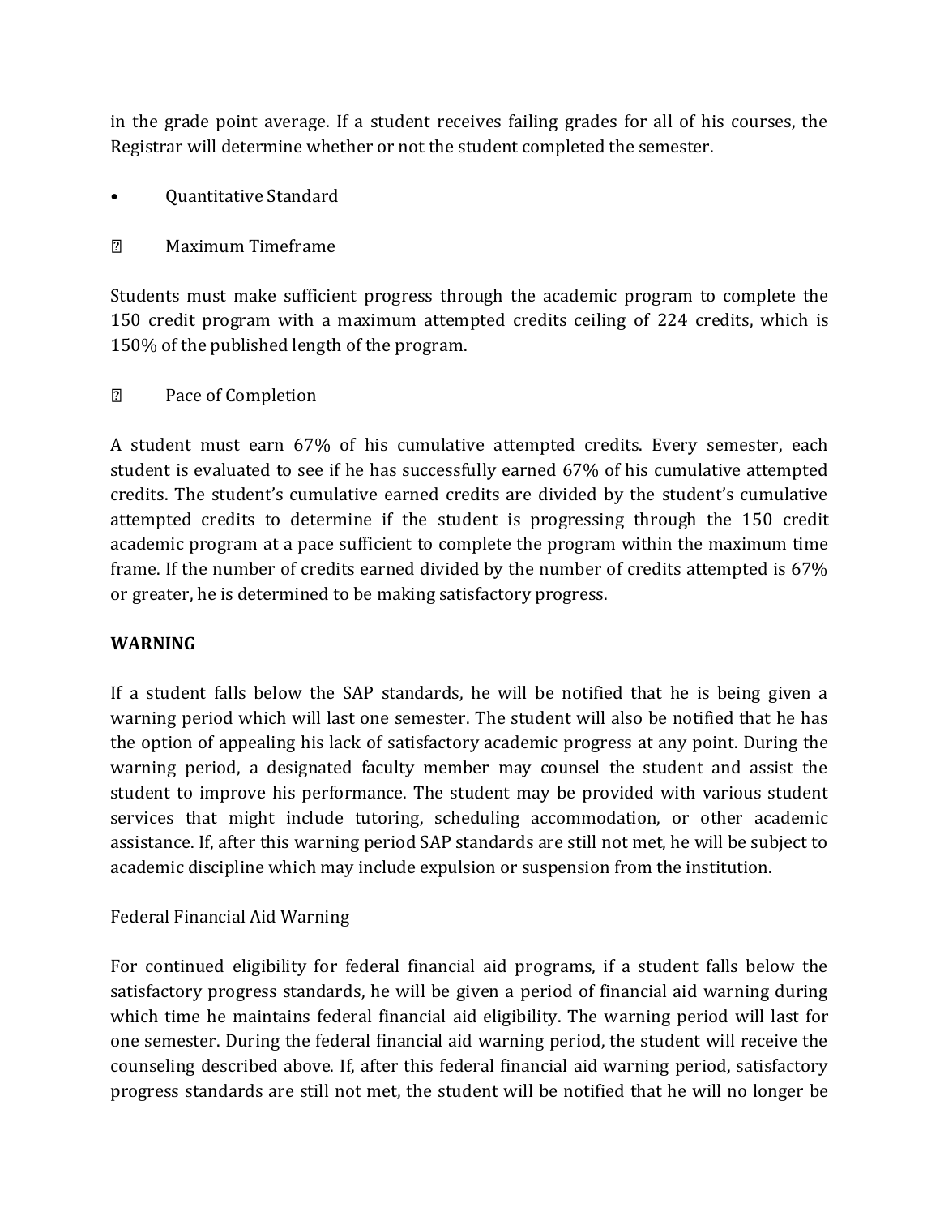in the grade point average. If a student receives failing grades for all of his courses, the Registrar will determine whether or not the student completed the semester.

- Quantitative Standard
  - Maximum Timeframe

Students must make sufficient progress through the academic program to complete the 150 credit program with a maximum attempted credits ceiling of 224 credits, which is 150% of the published length of the program.

  - Pace of Completion

A student must earn 67% of his cumulative attempted credits. Every semester, each student is evaluated to see if he has successfully earned 67% of his cumulative attempted credits. The student's cumulative earned credits are divided by the student's cumulative attempted credits to determine if the student is progressing through the 150 credit academic program at a pace sufficient to complete the program within the maximum time frame. If the number of credits earned divided by the number of credits attempted is 67% or greater, he is determined to be making satisfactory progress.

**WARNING**

If a student falls below the SAP standards, he will be notified that he is being given a warning period which will last one semester. The student will also be notified that he has the option of appealing his lack of satisfactory academic progress at any point. During the warning period, a designated faculty member may counsel the student and assist the student to improve his performance. The student may be provided with various student services that might include tutoring, scheduling accommodation, or other academic assistance. If, after this warning period SAP standards are still not met, he will be subject to academic discipline which may include expulsion or suspension from the institution.

Federal Financial Aid Warning

For continued eligibility for federal financial aid programs, if a student falls below the satisfactory progress standards, he will be given a period of financial aid warning during which time he maintains federal financial aid eligibility. The warning period will last for one semester. During the federal financial aid warning period, the student will receive the counseling described above. If, after this federal financial aid warning period, satisfactory progress standards are still not met, the student will be notified that he will no longer be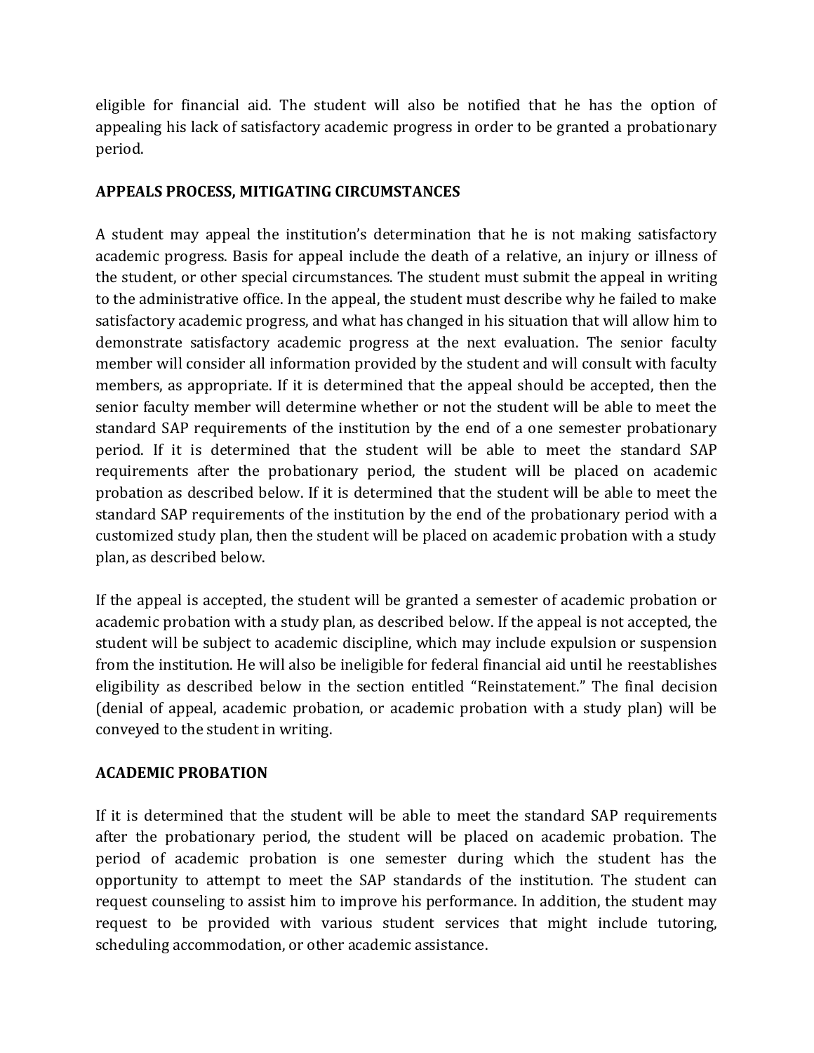eligible for financial aid. The student will also be notified that he has the option of appealing his lack of satisfactory academic progress in order to be granted a probationary period.

## APPEALS PROCESS, MITIGATING CIRCUMSTANCES

A student may appeal the institution's determination that he is not making satisfactory academic progress. Basis for appeal include the death of a relative, an injury or illness of the student, or other special circumstances. The student must submit the appeal in writing to the administrative office. In the appeal, the student must describe why he failed to make satisfactory academic progress, and what has changed in his situation that will allow him to demonstrate satisfactory academic progress at the next evaluation. The senior faculty member will consider all information provided by the student and will consult with faculty members, as appropriate. If it is determined that the appeal should be accepted, then the senior faculty member will determine whether or not the student will be able to meet the standard SAP requirements of the institution by the end of a one semester probationary period. If it is determined that the student will be able to meet the standard SAP requirements after the probationary period, the student will be placed on academic probation as described below. If it is determined that the student will be able to meet the standard SAP requirements of the institution by the end of the probationary period with a customized study plan, then the student will be placed on academic probation with a study plan, as described below.

If the appeal is accepted, the student will be granted a semester of academic probation or academic probation with a study plan, as described below. If the appeal is not accepted, the student will be subject to academic discipline, which may include expulsion or suspension from the institution. He will also be ineligible for federal financial aid until he reestablishes eligibility as described below in the section entitled "Reinstatement." The final decision (denial of appeal, academic probation, or academic probation with a study plan) will be conveyed to the student in writing.

## ACADEMIC PROBATION

If it is determined that the student will be able to meet the standard SAP requirements after the probationary period, the student will be placed on academic probation. The period of academic probation is one semester during which the student has the opportunity to attempt to meet the SAP standards of the institution. The student can request counseling to assist him to improve his performance. In addition, the student may request to be provided with various student services that might include tutoring, scheduling accommodation, or other academic assistance.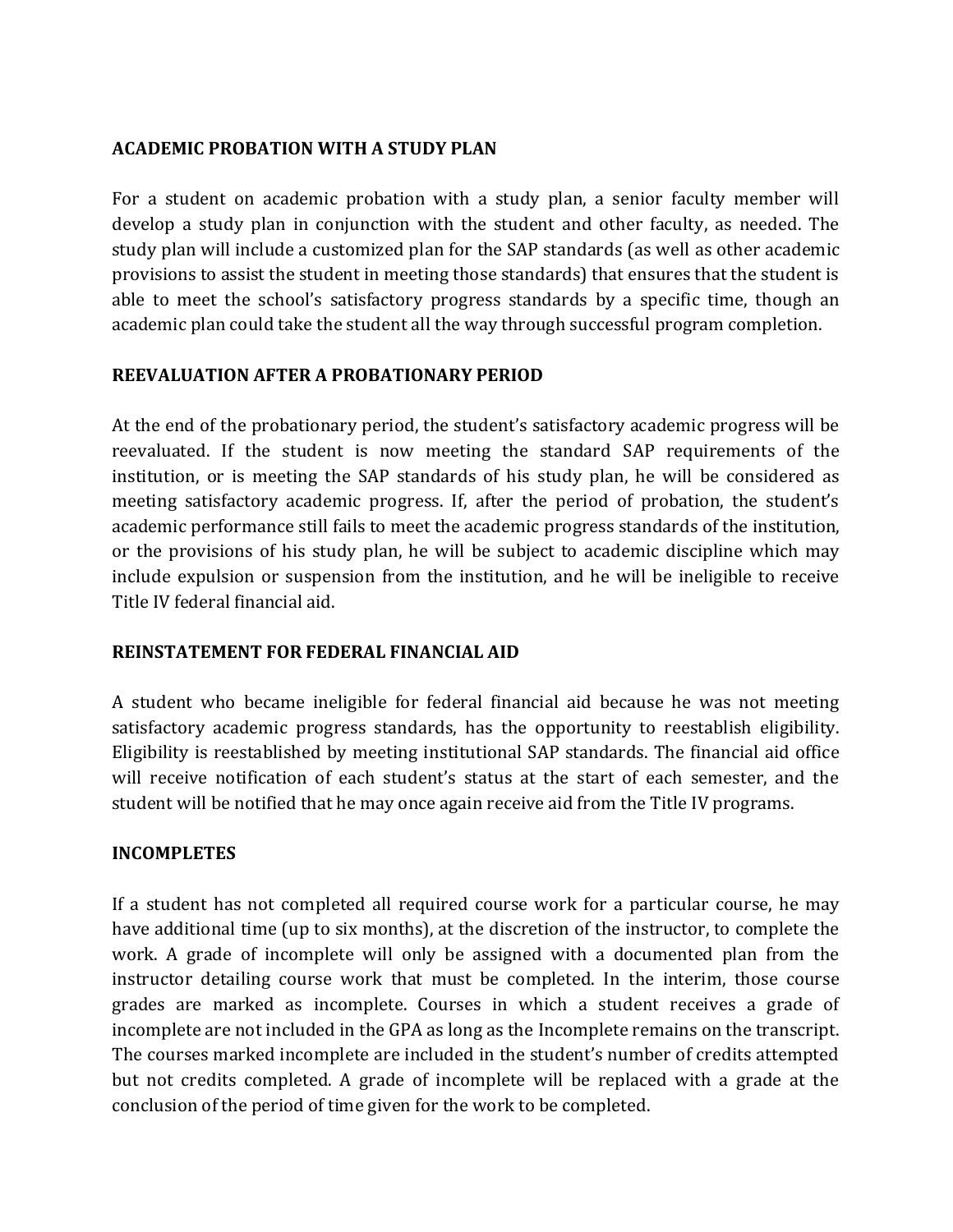**ACADEMIC PROBATION WITH A STUDY PLAN**

For a student on academic probation with a study plan, a senior faculty member will develop a study plan in conjunction with the student and other faculty, as needed. The study plan will include a customized plan for the SAP standards (as well as other academic provisions to assist the student in meeting those standards) that ensures that the student is able to meet the school's satisfactory progress standards by a specific time, though an academic plan could take the student all the way through successful program completion.

**REEVALUATION AFTER A PROBATIONARY PERIOD**

At the end of the probationary period, the student's satisfactory academic progress will be reevaluated. If the student is now meeting the standard SAP requirements of the institution, or is meeting the SAP standards of his study plan, he will be considered as meeting satisfactory academic progress. If, after the period of probation, the student's academic performance still fails to meet the academic progress standards of the institution, or the provisions of his study plan, he will be subject to academic discipline which may include expulsion or suspension from the institution, and he will be ineligible to receive Title IV federal financial aid.

**REINSTATEMENT FOR FEDERAL FINANCIAL AID**

A student who became ineligible for federal financial aid because he was not meeting satisfactory academic progress standards, has the opportunity to reestablish eligibility. Eligibility is reestablished by meeting institutional SAP standards. The financial aid office will receive notification of each student's status at the start of each semester, and the student will be notified that he may once again receive aid from the Title IV programs.

**INCOMPLETES**

If a student has not completed all required course work for a particular course, he may have additional time (up to six months), at the discretion of the instructor, to complete the work. A grade of incomplete will only be assigned with a documented plan from the instructor detailing course work that must be completed. In the interim, those course grades are marked as incomplete. Courses in which a student receives a grade of incomplete are not included in the GPA as long as the Incomplete remains on the transcript. The courses marked incomplete are included in the student's number of credits attempted but not credits completed. A grade of incomplete will be replaced with a grade at the conclusion of the period of time given for the work to be completed.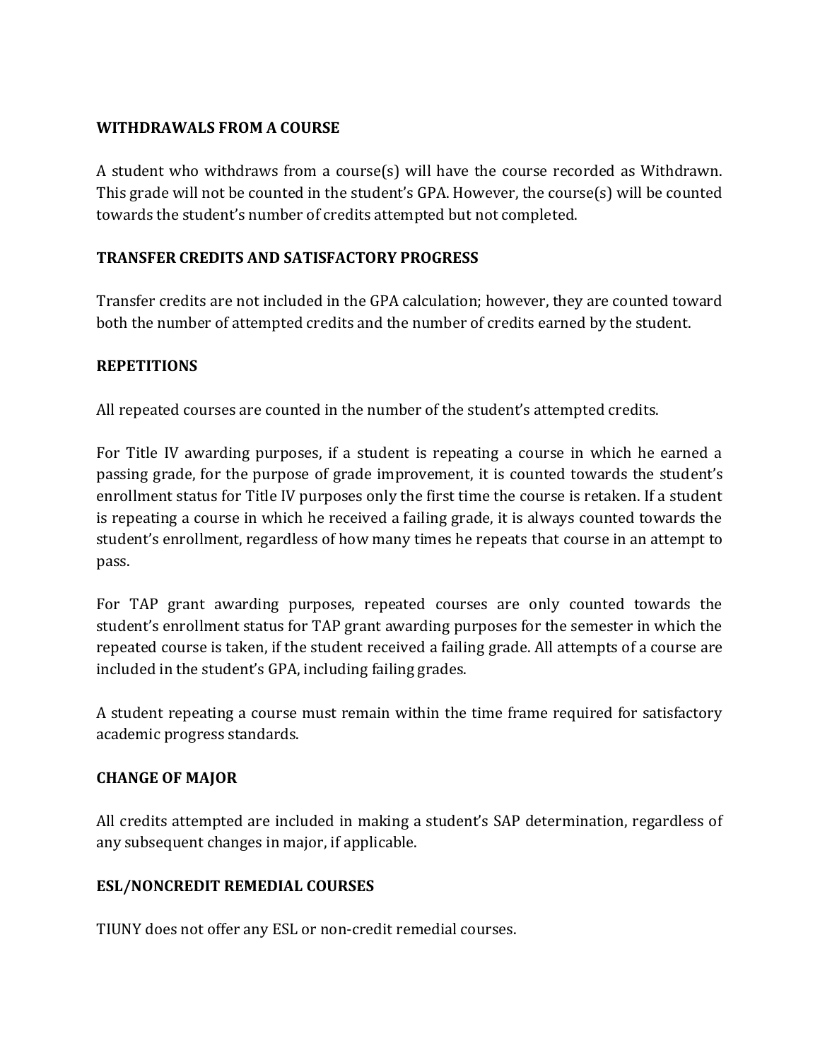**WITHDRAWALS FROM A COURSE**

A student who withdraws from a course(s) will have the course recorded as Withdrawn. This grade will not be counted in the student's GPA. However, the course(s) will be counted towards the student's number of credits attempted but not completed.

**TRANSFER CREDITS AND SATISFACTORY PROGRESS**

Transfer credits are not included in the GPA calculation; however, they are counted toward both the number of attempted credits and the number of credits earned by the student.

**REPETITIONS**

All repeated courses are counted in the number of the student's attempted credits.

For Title IV awarding purposes, if a student is repeating a course in which he earned a passing grade, for the purpose of grade improvement, it is counted towards the student's enrollment status for Title IV purposes only the first time the course is retaken. If a student is repeating a course in which he received a failing grade, it is always counted towards the student's enrollment, regardless of how many times he repeats that course in an attempt to pass.

For TAP grant awarding purposes, repeated courses are only counted towards the student's enrollment status for TAP grant awarding purposes for the semester in which the repeated course is taken, if the student received a failing grade. All attempts of a course are included in the student's GPA, including failing grades.

A student repeating a course must remain within the time frame required for satisfactory academic progress standards.

**CHANGE OF MAJOR**

All credits attempted are included in making a student's SAP determination, regardless of any subsequent changes in major, if applicable.

**ESL/NONCREDIT REMEDIAL COURSES**

TIUNY does not offer any ESL or non-credit remedial courses.